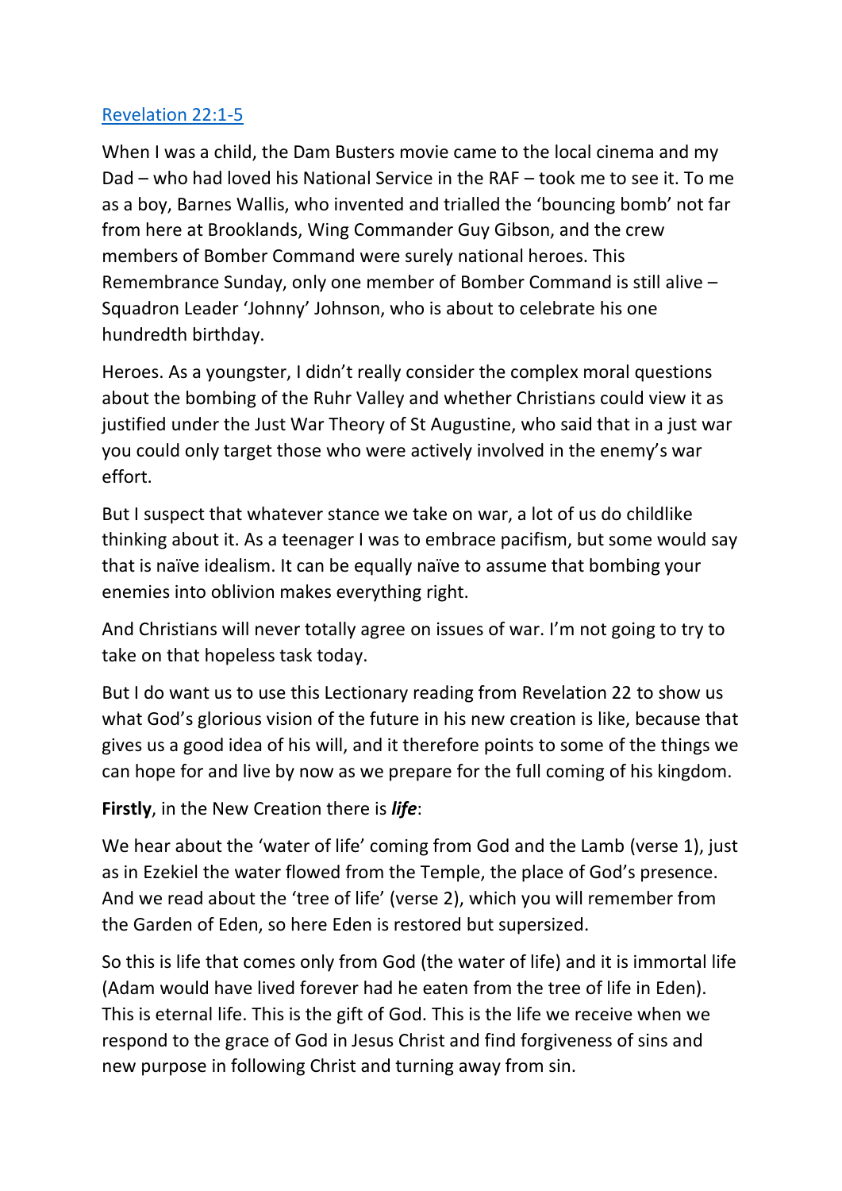[Revelation 22:1-5]

When I was a child, the Dam Busters movie came to the local cinema and my Dad – who had loved his National Service in the RAF – took me to see it. To me as a boy, Barnes Wallis, who invented and trialled the 'bouncing bomb' not far from here at Brooklands, Wing Commander Guy Gibson, and the crew members of Bomber Command were surely national heroes. This Remembrance Sunday, only one member of Bomber Command is still alive – Squadron Leader 'Johnny' Johnson, who is about to celebrate his one hundredth birthday.

Heroes. As a youngster, I didn't really consider the complex moral questions about the bombing of the Ruhr Valley and whether Christians could view it as justified under the Just War Theory of St Augustine, who said that in a just war you could only target those who were actively involved in the enemy's war effort.

But I suspect that whatever stance we take on war, a lot of us do childlike thinking about it. As a teenager I was to embrace pacifism, but some would say that is naïve idealism. It can be equally naïve to assume that bombing your enemies into oblivion makes everything right.

And Christians will never totally agree on issues of war. I'm not going to try to take on that hopeless task today.

But I do want us to use this Lectionary reading from Revelation 22 to show us what God's glorious vision of the future in his new creation is like, because that gives us a good idea of his will, and it therefore points to some of the things we can hope for and live by now as we prepare for the full coming of his kingdom.

**Firstly**, in the New Creation there is ***life***:

We hear about the 'water of life' coming from God and the Lamb (verse 1), just as in Ezekiel the water flowed from the Temple, the place of God's presence. And we read about the 'tree of life' (verse 2), which you will remember from the Garden of Eden, so here Eden is restored but supersized.

So this is life that comes only from God (the water of life) and it is immortal life (Adam would have lived forever had he eaten from the tree of life in Eden). This is eternal life. This is the gift of God. This is the life we receive when we respond to the grace of God in Jesus Christ and find forgiveness of sins and new purpose in following Christ and turning away from sin.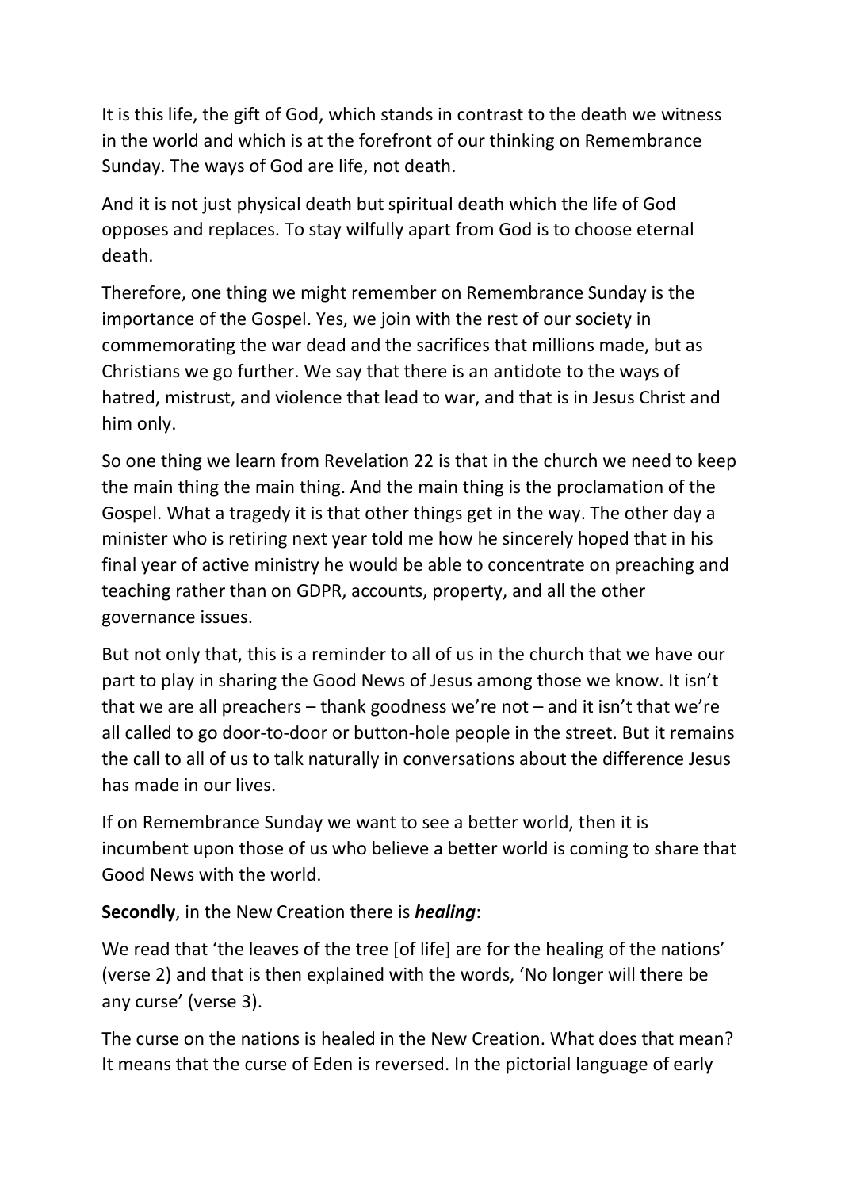It is this life, the gift of God, which stands in contrast to the death we witness in the world and which is at the forefront of our thinking on Remembrance Sunday. The ways of God are life, not death.

And it is not just physical death but spiritual death which the life of God opposes and replaces. To stay wilfully apart from God is to choose eternal death.

Therefore, one thing we might remember on Remembrance Sunday is the importance of the Gospel. Yes, we join with the rest of our society in commemorating the war dead and the sacrifices that millions made, but as Christians we go further. We say that there is an antidote to the ways of hatred, mistrust, and violence that lead to war, and that is in Jesus Christ and him only.

So one thing we learn from Revelation 22 is that in the church we need to keep the main thing the main thing. And the main thing is the proclamation of the Gospel. What a tragedy it is that other things get in the way. The other day a minister who is retiring next year told me how he sincerely hoped that in his final year of active ministry he would be able to concentrate on preaching and teaching rather than on GDPR, accounts, property, and all the other governance issues.

But not only that, this is a reminder to all of us in the church that we have our part to play in sharing the Good News of Jesus among those we know. It isn't that we are all preachers – thank goodness we're not – and it isn't that we're all called to go door-to-door or button-hole people in the street. But it remains the call to all of us to talk naturally in conversations about the difference Jesus has made in our lives.

If on Remembrance Sunday we want to see a better world, then it is incumbent upon those of us who believe a better world is coming to share that Good News with the world.

**Secondly**, in the New Creation there is ***healing***:

We read that 'the leaves of the tree [of life] are for the healing of the nations' (verse 2) and that is then explained with the words, 'No longer will there be any curse' (verse 3).

The curse on the nations is healed in the New Creation. What does that mean? It means that the curse of Eden is reversed. In the pictorial language of early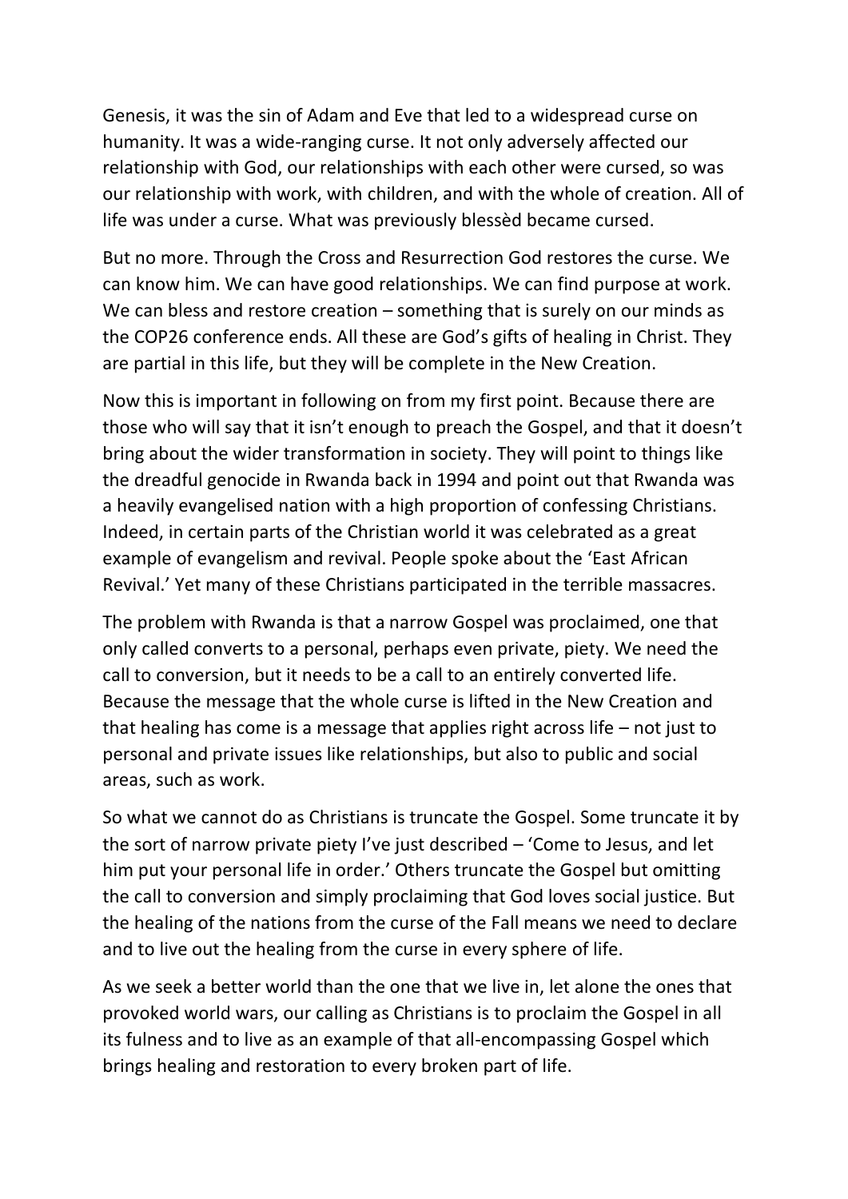Genesis, it was the sin of Adam and Eve that led to a widespread curse on humanity. It was a wide-ranging curse. It not only adversely affected our relationship with God, our relationships with each other were cursed, so was our relationship with work, with children, and with the whole of creation. All of life was under a curse. What was previously blessèd became cursed.

But no more. Through the Cross and Resurrection God restores the curse. We can know him. We can have good relationships. We can find purpose at work. We can bless and restore creation – something that is surely on our minds as the COP26 conference ends. All these are God's gifts of healing in Christ. They are partial in this life, but they will be complete in the New Creation.

Now this is important in following on from my first point. Because there are those who will say that it isn't enough to preach the Gospel, and that it doesn't bring about the wider transformation in society. They will point to things like the dreadful genocide in Rwanda back in 1994 and point out that Rwanda was a heavily evangelised nation with a high proportion of confessing Christians. Indeed, in certain parts of the Christian world it was celebrated as a great example of evangelism and revival. People spoke about the 'East African Revival.' Yet many of these Christians participated in the terrible massacres.

The problem with Rwanda is that a narrow Gospel was proclaimed, one that only called converts to a personal, perhaps even private, piety. We need the call to conversion, but it needs to be a call to an entirely converted life. Because the message that the whole curse is lifted in the New Creation and that healing has come is a message that applies right across life – not just to personal and private issues like relationships, but also to public and social areas, such as work.

So what we cannot do as Christians is truncate the Gospel. Some truncate it by the sort of narrow private piety I've just described – 'Come to Jesus, and let him put your personal life in order.' Others truncate the Gospel but omitting the call to conversion and simply proclaiming that God loves social justice. But the healing of the nations from the curse of the Fall means we need to declare and to live out the healing from the curse in every sphere of life.

As we seek a better world than the one that we live in, let alone the ones that provoked world wars, our calling as Christians is to proclaim the Gospel in all its fulness and to live as an example of that all-encompassing Gospel which brings healing and restoration to every broken part of life.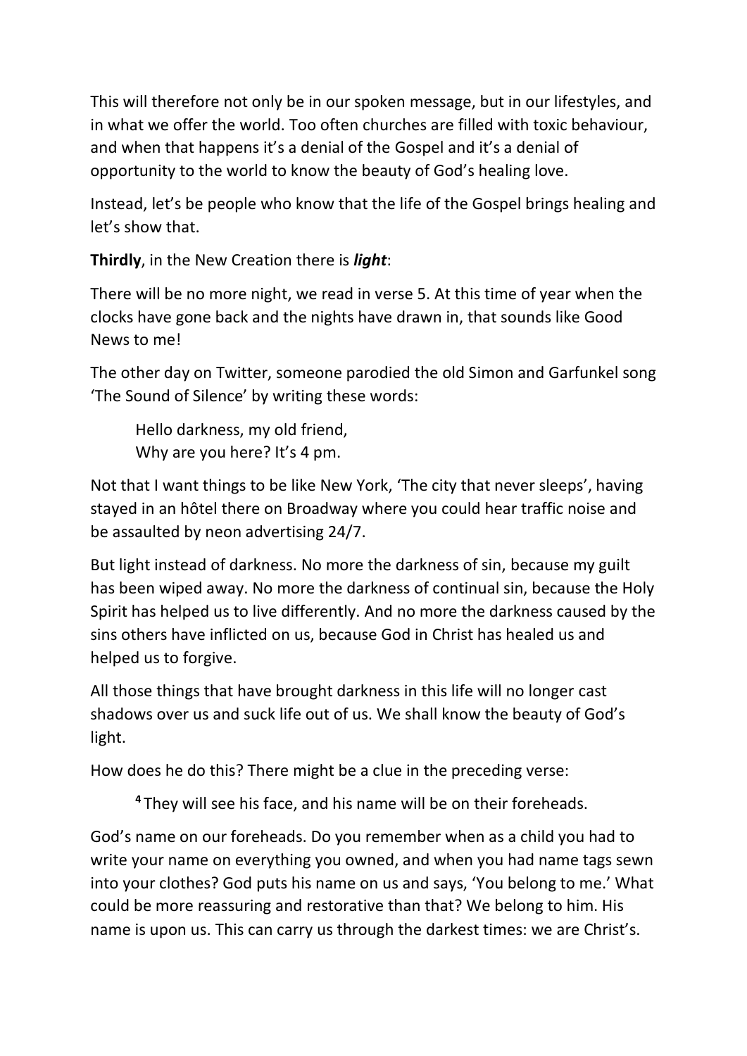This will therefore not only be in our spoken message, but in our lifestyles, and in what we offer the world. Too often churches are filled with toxic behaviour, and when that happens it's a denial of the Gospel and it's a denial of opportunity to the world to know the beauty of God's healing love.

Instead, let's be people who know that the life of the Gospel brings healing and let's show that.

**Thirdly**, in the New Creation there is ***light***:

There will be no more night, we read in verse 5. At this time of year when the clocks have gone back and the nights have drawn in, that sounds like Good News to me!

The other day on Twitter, someone parodied the old Simon and Garfunkel song 'The Sound of Silence' by writing these words:

> Hello darkness, my old friend,
> Why are you here? It's 4 pm.

Not that I want things to be like New York, 'The city that never sleeps', having stayed in an hôtel there on Broadway where you could hear traffic noise and be assaulted by neon advertising 24/7.

But light instead of darkness. No more the darkness of sin, because my guilt has been wiped away. No more the darkness of continual sin, because the Holy Spirit has helped us to live differently. And no more the darkness caused by the sins others have inflicted on us, because God in Christ has healed us and helped us to forgive.

All those things that have brought darkness in this life will no longer cast shadows over us and suck life out of us. We shall know the beauty of God's light.

How does he do this? There might be a clue in the preceding verse:

> **4** They will see his face, and his name will be on their foreheads.

God's name on our foreheads. Do you remember when as a child you had to write your name on everything you owned, and when you had name tags sewn into your clothes? God puts his name on us and says, 'You belong to me.' What could be more reassuring and restorative than that? We belong to him. His name is upon us. This can carry us through the darkest times: we are Christ's.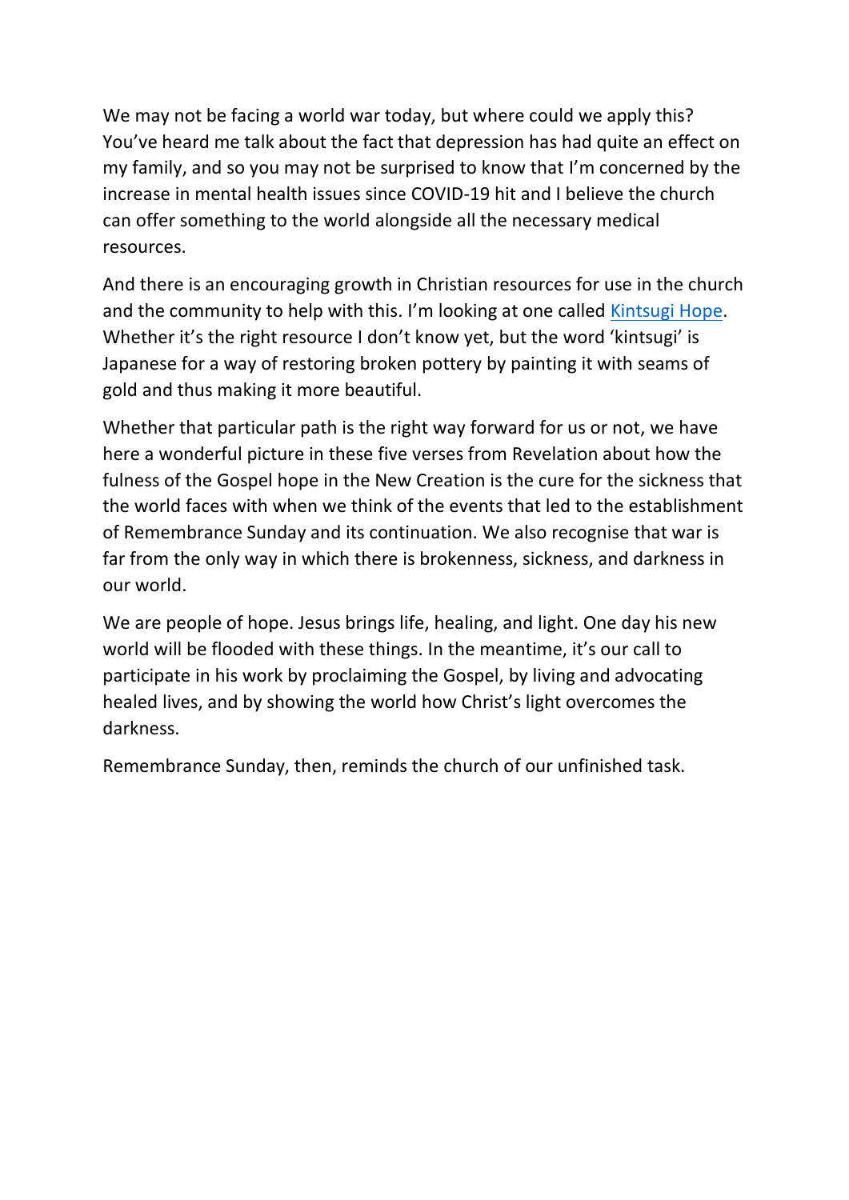We may not be facing a world war today, but where could we apply this? You've heard me talk about the fact that depression has had quite an effect on my family, and so you may not be surprised to know that I'm concerned by the increase in mental health issues since COVID-19 hit and I believe the church can offer something to the world alongside all the necessary medical resources.

And there is an encouraging growth in Christian resources for use in the church and the community to help with this. I'm looking at one called Kintsugi Hope. Whether it's the right resource I don't know yet, but the word 'kintsugi' is Japanese for a way of restoring broken pottery by painting it with seams of gold and thus making it more beautiful.

Whether that particular path is the right way forward for us or not, we have here a wonderful picture in these five verses from Revelation about how the fulness of the Gospel hope in the New Creation is the cure for the sickness that the world faces with when we think of the events that led to the establishment of Remembrance Sunday and its continuation. We also recognise that war is far from the only way in which there is brokenness, sickness, and darkness in our world.

We are people of hope. Jesus brings life, healing, and light. One day his new world will be flooded with these things. In the meantime, it's our call to participate in his work by proclaiming the Gospel, by living and advocating healed lives, and by showing the world how Christ's light overcomes the darkness.

Remembrance Sunday, then, reminds the church of our unfinished task.